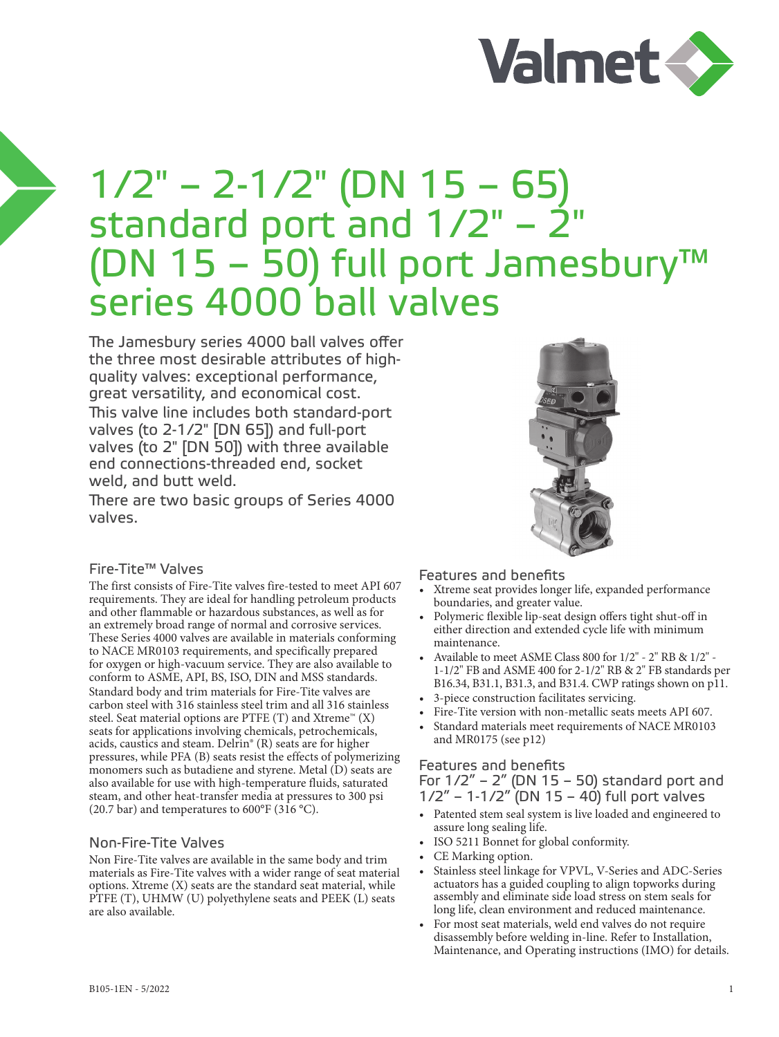# 1/2" – 2-1/2" (DN 15 – 65) standard port and 1/2" – 2" (DN 15 – 50) full port Jamesbury™ series 4000 ball valves

The Jamesbury series 4000 ball valves offer the three most desirable attributes of high-quality valves: exceptional performance, great versatility, and economical cost.

This valve line includes both standard-port valves (to 2-1/2" [DN 65]) and full-port valves (to 2" [DN 50]) with three available end connections-threaded end, socket weld, and butt weld.

There are two basic groups of Series 4000 valves.

## Fire-Tite™ Valves

The first consists of Fire-Tite valves fire-tested to meet API 607 requirements. They are ideal for handling petroleum products and other flammable or hazardous substances, as well as for an extremely broad range of normal and corrosive services. These Series 4000 valves are available in materials conforming to NACE MR0103 requirements, and specifically prepared for oxygen or high-vacuum service. They are also available to conform to ASME, API, BS, ISO, DIN and MSS standards.

Standard body and trim materials for Fire-Tite valves are carbon steel with 316 stainless steel trim and all 316 stainless steel. Seat material options are PTFE (T) and Xtreme™ (X) seats for applications involving chemicals, petrochemicals, acids, caustics and steam. Delrin® (R) seats are for higher pressures, while PFA (B) seats resist the effects of polymerizing monomers such as butadiene and styrene. Metal (D) seats are also available for use with high-temperature fluids, saturated steam, and other heat-transfer media at pressures to 300 psi (20.7 bar) and temperatures to 600°F (316 °C).

## Non-Fire-Tite Valves

Non Fire-Tite valves are available in the same body and trim materials as Fire-Tite valves with a wider range of seat material options. Xtreme (X) seats are the standard seat material, while PTFE (T), UHMW (U) polyethylene seats and PEEK (L) seats are also available.

## Features and benefits

- Xtreme seat provides longer life, expanded performance boundaries, and greater value.
- Polymeric flexible lip-seat design offers tight shut-off in either direction and extended cycle life with minimum maintenance.
- Available to meet ASME Class 800 for 1/2" - 2" RB & 1/2" - 1-1/2" FB and ASME 400 for 2-1/2" RB & 2" FB standards per B16.34, B31.1, B31.3, and B31.4. CWP ratings shown on p11.
- 3-piece construction facilitates servicing.
- Fire-Tite version with non-metallic seats meets API 607.
- Standard materials meet requirements of NACE MR0103 and MR0175 (see p12)

## Features and benefits

### For 1/2" – 2" (DN 15 – 50) standard port and 1/2" – 1-1/2" (DN 15 – 40) full port valves

- Patented stem seal system is live loaded and engineered to assure long sealing life.
- ISO 5211 Bonnet for global conformity.
- CE Marking option.
- Stainless steel linkage for VPVL, V-Series and ADC-Series actuators has a guided coupling to align topworks during assembly and eliminate side load stress on stem seals for long life, clean environment and reduced maintenance.
- For most seat materials, weld end valves do not require disassembly before welding in-line. Refer to Installation, Maintenance, and Operating instructions (IMO) for details.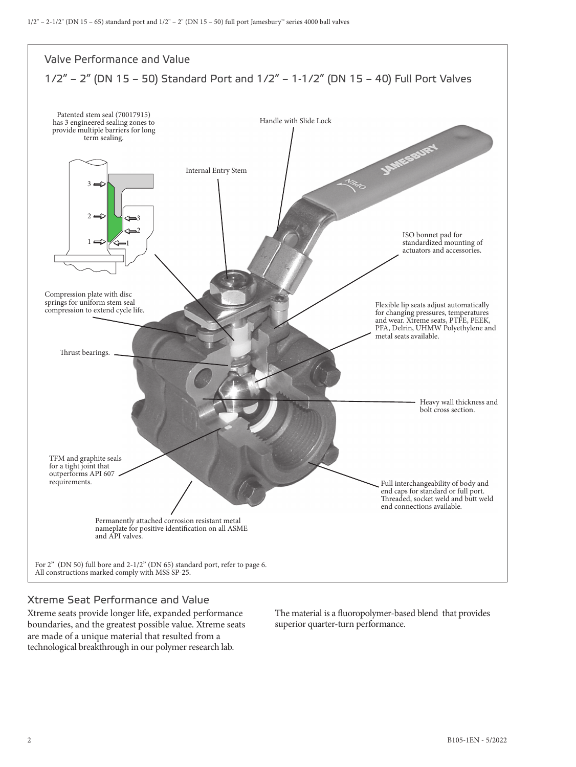## Valve Performance and Value

### 1/2" – 2" (DN 15 – 50) Standard Port and 1/2" – 1-1/2" (DN 15 – 40) Full Port Valves

Patented stem seal (70017915) has 3 engineered sealing zones to provide multiple barriers for long term sealing.

Handle with Slide Lock

Internal Entry Stem

ISO bonnet pad for standardized mounting of actuators and accessories.

Compression plate with disc springs for uniform stem seal compression to extend cycle life.

Flexible lip seats adjust automatically for changing pressures, temperatures and wear. Xtreme seats, PTFE, PEEK, PFA, Delrin, UHMW Polyethylene and metal seats available.

Thrust bearings.

Heavy wall thickness and bolt cross section.

TFM and graphite seals for a tight joint that outperforms API 607 requirements.

Full interchangeability of body and end caps for standard or full port. Threaded, socket weld and butt weld end connections available.

Permanently attached corrosion resistant metal nameplate for positive identification on all ASME and API valves.

For 2" (DN 50) full bore and 2-1/2" (DN 65) standard port, refer to page 6.
All constructions marked comply with MSS SP-25.

## Xtreme Seat Performance and Value

Xtreme seats provide longer life, expanded performance boundaries, and the greatest possible value. Xtreme seats are made of a unique material that resulted from a technological breakthrough in our polymer research lab.

The material is a fluoropolymer-based blend that provides superior quarter-turn performance.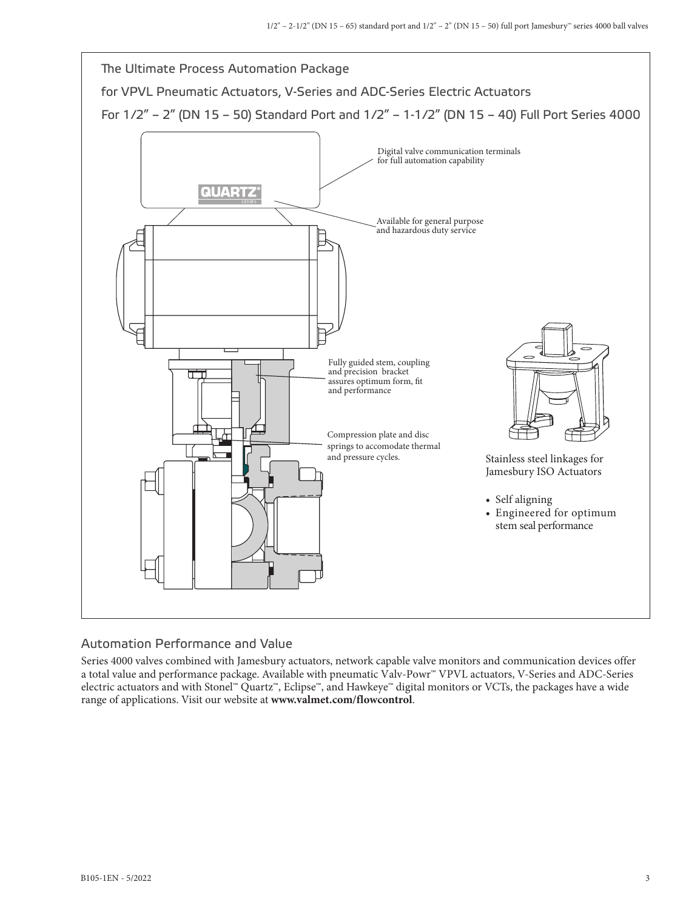## The Ultimate Process Automation Package

## for VPVL Pneumatic Actuators, V-Series and ADC-Series Electric Actuators

## For 1/2" – 2" (DN 15 – 50) Standard Port and 1/2" – 1-1/2" (DN 15 – 40) Full Port Series 4000

QUARTZ® SERIES

Digital valve communication terminals for full automation capability

Available for general purpose and hazardous duty service

Fully guided stem, coupling and precision bracket assures optimum form, fit and performance

Compression plate and disc springs to accomodate thermal and pressure cycles.

Stainless steel linkages for Jamesbury ISO Actuators

- Self aligning
- Engineered for optimum stem seal performance

## Automation Performance and Value

Series 4000 valves combined with Jamesbury actuators, network capable valve monitors and communication devices offer a total value and performance package. Available with pneumatic Valv-Powr™ VPVL actuators, V-Series and ADC-Series electric actuators and with Stonel™ Quartz™, Eclipse™, and Hawkeye™ digital monitors or VCTs, the packages have a wide range of applications. Visit our website at **www.valmet.com/flowcontrol**.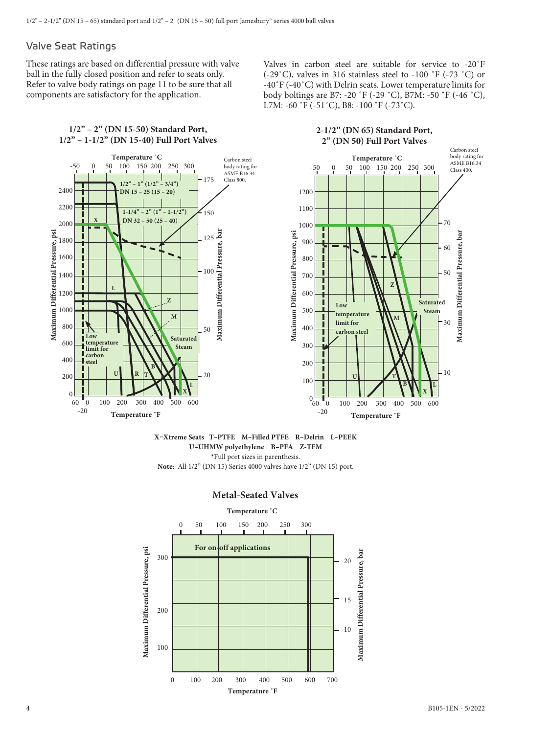## Valve Seat Ratings

These ratings are based on differential pressure with valve ball in the fully closed position and refer to seats only. Refer to valve body ratings on page 11 to be sure that all components are satisfactory for the application.

Valves in carbon steel are suitable for service to -20˚F (-29˚C), valves in 316 stainless steel to -100 ˚F (-73 ˚C) or -40˚F (-40˚C) with Delrin seats. Lower temperature limits for body boltings are B7: -20 ˚F (-29 ˚C), B7M: -50 ˚F (-46 ˚C), L7M: -60 ˚F (-51˚C), B8: -100 ˚F (-73˚C).

**1/2" – 2" (DN 15-50) Standard Port, 1/2" – 1-1/2" (DN 15-40) Full Port Valves**

**2-1/2" (DN 65) Standard Port, 2" (DN 50) Full Port Valves**

**X–Xtreme Seats T–PTFE M–Filled PTFE R–Delrin L–PEEK U–UHMW polyethylene B–PFA Z-TFM**

*Full port sizes in parenthesis.

**Note:** All 1/2" (DN 15) Series 4000 valves have 1/2" (DN 15) port.

**Metal-Seated Valves**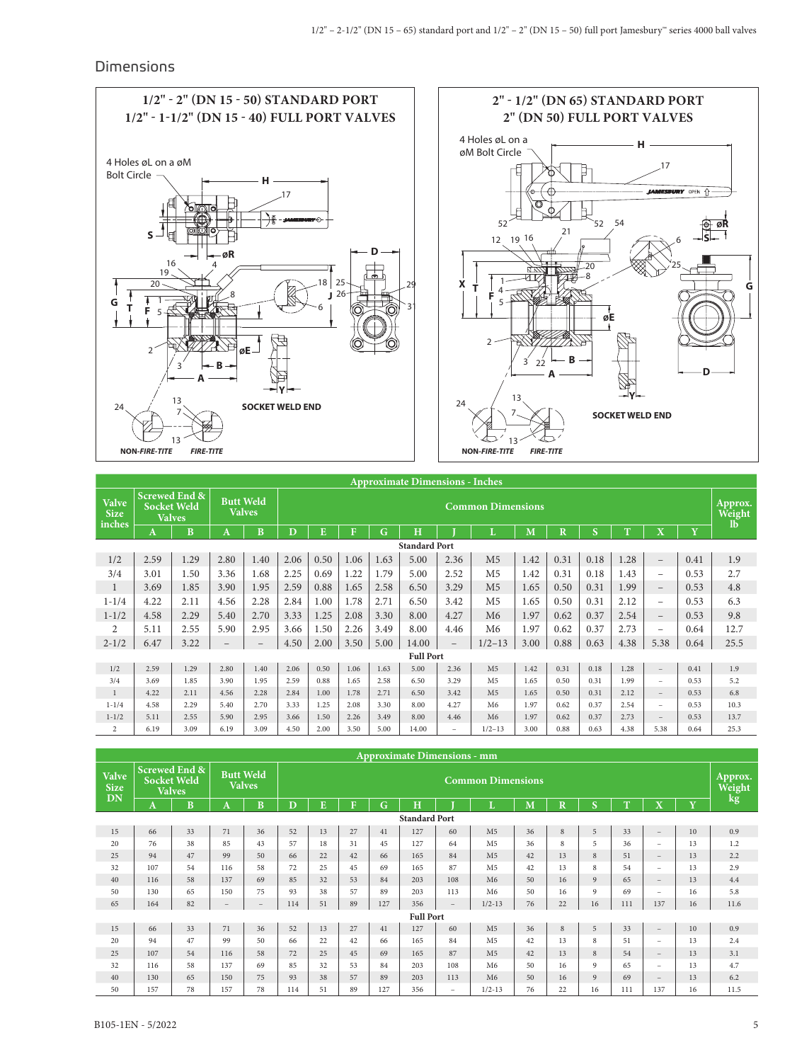## Dimensions

**1/2" - 2" (DN 15 - 50) STANDARD PORT**
**1/2" - 1-1/2" (DN 15 - 40) FULL PORT VALVES**

4 Holes øL on a øM Bolt Circle

SOCKET WELD END

NON-*FIRE-TITE* *FIRE-TITE*

**2" - 1/2" (DN 65) STANDARD PORT**
**2" (DN 50) FULL PORT VALVES**

4 Holes øL on a øM Bolt Circle

SOCKET WELD END

NON-*FIRE-TITE* *FIRE-TITE*

### Approximate Dimensions - Inches

| Valve Size inches | Screwed End & Socket Weld Valves | | Butt Weld Valves | | Common Dimensions | | | | | | | | | | | | | Approx. Weight lb |
|---|---|---|---|---|---|---|---|---|---|---|---|---|---|---|---|---|---|---|
| | A | B | A | B | D | E | F | G | H | J | L | M | R | S | T | X | Y | |
| **Standard Port** | | | | | | | | | | | | | | | | | | |
| 1/2 | 2.59 | 1.29 | 2.80 | 1.40 | 2.06 | 0.50 | 1.06 | 1.63 | 5.00 | 2.36 | M5 | 1.42 | 0.31 | 0.18 | 1.28 | – | 0.41 | 1.9 |
| 3/4 | 3.01 | 1.50 | 3.36 | 1.68 | 2.25 | 0.69 | 1.22 | 1.79 | 5.00 | 2.52 | M5 | 1.42 | 0.31 | 0.18 | 1.43 | – | 0.53 | 2.7 |
| 1 | 3.69 | 1.85 | 3.90 | 1.95 | 2.59 | 0.88 | 1.65 | 2.58 | 6.50 | 3.29 | M5 | 1.65 | 0.50 | 0.31 | 1.99 | – | 0.53 | 4.8 |
| 1-1/4 | 4.22 | 2.11 | 4.56 | 2.28 | 2.84 | 1.00 | 1.78 | 2.71 | 6.50 | 3.42 | M5 | 1.65 | 0.50 | 0.31 | 2.12 | – | 0.53 | 6.3 |
| 1-1/2 | 4.58 | 2.29 | 5.40 | 2.70 | 3.33 | 1.25 | 2.08 | 3.30 | 8.00 | 4.27 | M6 | 1.97 | 0.62 | 0.37 | 2.54 | – | 0.53 | 9.8 |
| 2 | 5.11 | 2.55 | 5.90 | 2.95 | 3.66 | 1.50 | 2.26 | 3.49 | 8.00 | 4.46 | M6 | 1.97 | 0.62 | 0.37 | 2.73 | – | 0.64 | 12.7 |
| 2-1/2 | 6.47 | 3.22 | – | – | 4.50 | 2.00 | 3.50 | 5.00 | 14.00 | – | 1/2–13 | 3.00 | 0.88 | 0.63 | 4.38 | 5.38 | 0.64 | 25.5 |
| **Full Port** | | | | | | | | | | | | | | | | | | |
| 1/2 | 2.59 | 1.29 | 2.80 | 1.40 | 2.06 | 0.50 | 1.06 | 1.63 | 5.00 | 2.36 | M5 | 1.42 | 0.31 | 0.18 | 1.28 | – | 0.41 | 1.9 |
| 3/4 | 3.69 | 1.85 | 3.90 | 1.95 | 2.59 | 0.88 | 1.65 | 2.58 | 6.50 | 3.29 | M5 | 1.65 | 0.50 | 0.31 | 1.99 | – | 0.53 | 5.2 |
| 1 | 4.22 | 2.11 | 4.56 | 2.28 | 2.84 | 1.00 | 1.78 | 2.71 | 6.50 | 3.42 | M5 | 1.65 | 0.50 | 0.31 | 2.12 | – | 0.53 | 6.8 |
| 1-1/4 | 4.58 | 2.29 | 5.40 | 2.70 | 3.33 | 1.25 | 2.08 | 3.30 | 8.00 | 4.27 | M6 | 1.97 | 0.62 | 0.37 | 2.54 | – | 0.53 | 10.3 |
| 1-1/2 | 5.11 | 2.55 | 5.90 | 2.95 | 3.66 | 1.50 | 2.26 | 3.49 | 8.00 | 4.46 | M6 | 1.97 | 0.62 | 0.37 | 2.73 | – | 0.53 | 13.7 |
| 2 | 6.19 | 3.09 | 6.19 | 3.09 | 4.50 | 2.00 | 3.50 | 5.00 | 14.00 | – | 1/2–13 | 3.00 | 0.88 | 0.63 | 4.38 | 5.38 | 0.64 | 25.3 |

### Approximate Dimensions - mm

| Valve Size DN | Screwed End & Socket Weld Valves | | Butt Weld Valves | | Common Dimensions | | | | | | | | | | | | | Approx. Weight kg |
|---|---|---|---|---|---|---|---|---|---|---|---|---|---|---|---|---|---|---|
| | A | B | A | B | D | E | F | G | H | J | L | M | R | S | T | X | Y | |
| **Standard Port** | | | | | | | | | | | | | | | | | | |
| 15 | 66 | 33 | 71 | 36 | 52 | 13 | 27 | 41 | 127 | 60 | M5 | 36 | 8 | 5 | 33 | – | 10 | 0.9 |
| 20 | 76 | 38 | 85 | 43 | 57 | 18 | 31 | 45 | 127 | 64 | M5 | 36 | 8 | 5 | 36 | – | 13 | 1.2 |
| 25 | 94 | 47 | 99 | 50 | 66 | 22 | 42 | 66 | 165 | 84 | M5 | 42 | 13 | 8 | 51 | – | 13 | 2.2 |
| 32 | 107 | 54 | 116 | 58 | 72 | 25 | 45 | 69 | 165 | 87 | M5 | 42 | 13 | 8 | 54 | – | 13 | 2.9 |
| 40 | 116 | 58 | 137 | 69 | 85 | 32 | 53 | 84 | 203 | 108 | M6 | 50 | 16 | 9 | 65 | – | 13 | 4.4 |
| 50 | 130 | 65 | 150 | 75 | 93 | 38 | 57 | 89 | 203 | 113 | M6 | 50 | 16 | 9 | 69 | – | 16 | 5.8 |
| 65 | 164 | 82 | – | – | 114 | 51 | 89 | 127 | 356 | – | 1/2-13 | 76 | 22 | 16 | 111 | 137 | 16 | 11.6 |
| **Full Port** | | | | | | | | | | | | | | | | | | |
| 15 | 66 | 33 | 71 | 36 | 52 | 13 | 27 | 41 | 127 | 60 | M5 | 36 | 8 | 5 | 33 | – | 10 | 0.9 |
| 20 | 94 | 47 | 99 | 50 | 66 | 22 | 42 | 66 | 165 | 84 | M5 | 42 | 13 | 8 | 51 | – | 13 | 2.4 |
| 25 | 107 | 54 | 116 | 58 | 72 | 25 | 45 | 69 | 165 | 87 | M5 | 42 | 13 | 8 | 54 | – | 13 | 3.1 |
| 32 | 116 | 58 | 137 | 69 | 85 | 32 | 53 | 84 | 203 | 108 | M6 | 50 | 16 | 9 | 65 | – | 13 | 4.7 |
| 40 | 130 | 65 | 150 | 75 | 93 | 38 | 57 | 89 | 203 | 113 | M6 | 50 | 16 | 9 | 69 | – | 13 | 6.2 |
| 50 | 157 | 78 | 157 | 78 | 114 | 51 | 89 | 127 | 356 | – | 1/2-13 | 76 | 22 | 16 | 111 | 137 | 16 | 11.5 |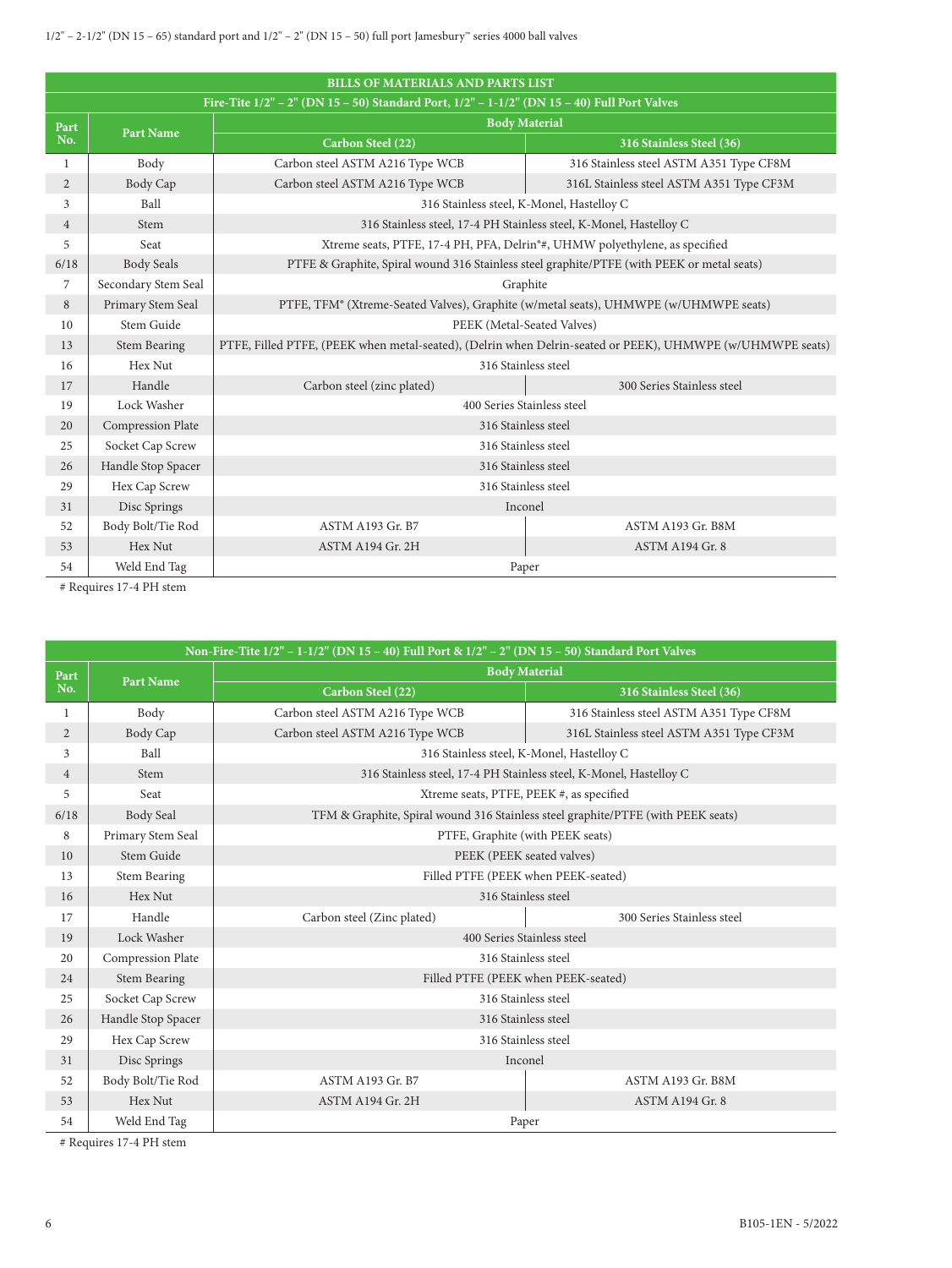| BILLS OF MATERIALS AND PARTS LIST | | | |
|---|---|---|---|
| Fire-Tite 1/2" – 2" (DN 15 – 50) Standard Port, 1/2" – 1-1/2" (DN 15 – 40) Full Port Valves | | | |
| Part No. | Part Name | Body Material | |
| | | Carbon Steel (22) | 316 Stainless Steel (36) |
| 1 | Body | Carbon steel ASTM A216 Type WCB | 316 Stainless steel ASTM A351 Type CF8M |
| 2 | Body Cap | Carbon steel ASTM A216 Type WCB | 316L Stainless steel ASTM A351 Type CF3M |
| 3 | Ball | 316 Stainless steel, K-Monel, Hastelloy C | |
| 4 | Stem | 316 Stainless steel, 17-4 PH Stainless steel, K-Monel, Hastelloy C | |
| 5 | Seat | Xtreme seats, PTFE, 17-4 PH, PFA, Delrin*#, UHMW polyethylene, as specified | |
| 6/18 | Body Seals | PTFE & Graphite, Spiral wound 316 Stainless steel graphite/PTFE (with PEEK or metal seats) | |
| 7 | Secondary Stem Seal | Graphite | |
| 8 | Primary Stem Seal | PTFE, TFM* (Xtreme-Seated Valves), Graphite (w/metal seats), UHMWPE (w/UHMWPE seats) | |
| 10 | Stem Guide | PEEK (Metal-Seated Valves) | |
| 13 | Stem Bearing | PTFE, Filled PTFE, (PEEK when metal-seated), (Delrin when Delrin-seated or PEEK), UHMWPE (w/UHMWPE seats) | |
| 16 | Hex Nut | 316 Stainless steel | |
| 17 | Handle | Carbon steel (zinc plated) | 300 Series Stainless steel |
| 19 | Lock Washer | 400 Series Stainless steel | |
| 20 | Compression Plate | 316 Stainless steel | |
| 25 | Socket Cap Screw | 316 Stainless steel | |
| 26 | Handle Stop Spacer | 316 Stainless steel | |
| 29 | Hex Cap Screw | 316 Stainless steel | |
| 31 | Disc Springs | Inconel | |
| 52 | Body Bolt/Tie Rod | ASTM A193 Gr. B7 | ASTM A193 Gr. B8M |
| 53 | Hex Nut | ASTM A194 Gr. 2H | ASTM A194 Gr. 8 |
| 54 | Weld End Tag | Paper | |

# Requires 17-4 PH stem

| Non-Fire-Tite 1/2" – 1-1/2" (DN 15 – 40) Full Port & 1/2" – 2" (DN 15 – 50) Standard Port Valves | | | |
|---|---|---|---|
| Part No. | Part Name | Body Material | |
| | | Carbon Steel (22) | 316 Stainless Steel (36) |
| 1 | Body | Carbon steel ASTM A216 Type WCB | 316 Stainless steel ASTM A351 Type CF8M |
| 2 | Body Cap | Carbon steel ASTM A216 Type WCB | 316L Stainless steel ASTM A351 Type CF3M |
| 3 | Ball | 316 Stainless steel, K-Monel, Hastelloy C | |
| 4 | Stem | 316 Stainless steel, 17-4 PH Stainless steel, K-Monel, Hastelloy C | |
| 5 | Seat | Xtreme seats, PTFE, PEEK #, as specified | |
| 6/18 | Body Seal | TFM & Graphite, Spiral wound 316 Stainless steel graphite/PTFE (with PEEK seats) | |
| 8 | Primary Stem Seal | PTFE, Graphite (with PEEK seats) | |
| 10 | Stem Guide | PEEK (PEEK seated valves) | |
| 13 | Stem Bearing | Filled PTFE (PEEK when PEEK-seated) | |
| 16 | Hex Nut | 316 Stainless steel | |
| 17 | Handle | Carbon steel (Zinc plated) | 300 Series Stainless steel |
| 19 | Lock Washer | 400 Series Stainless steel | |
| 20 | Compression Plate | 316 Stainless steel | |
| 24 | Stem Bearing | Filled PTFE (PEEK when PEEK-seated) | |
| 25 | Socket Cap Screw | 316 Stainless steel | |
| 26 | Handle Stop Spacer | 316 Stainless steel | |
| 29 | Hex Cap Screw | 316 Stainless steel | |
| 31 | Disc Springs | Inconel | |
| 52 | Body Bolt/Tie Rod | ASTM A193 Gr. B7 | ASTM A193 Gr. B8M |
| 53 | Hex Nut | ASTM A194 Gr. 2H | ASTM A194 Gr. 8 |
| 54 | Weld End Tag | Paper | |

# Requires 17-4 PH stem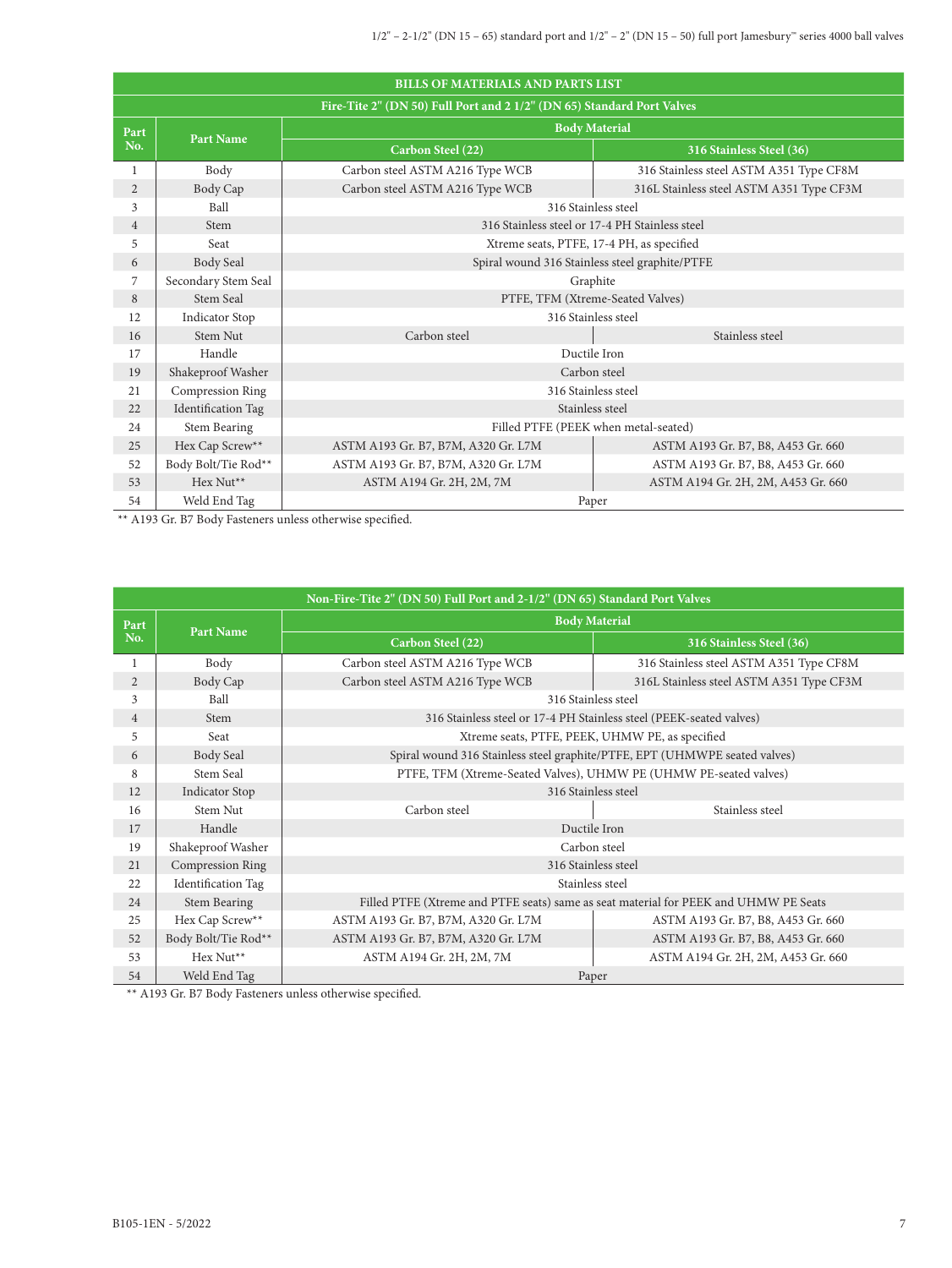## BILLS OF MATERIALS AND PARTS LIST

### Fire-Tite 2" (DN 50) Full Port and 2 1/2" (DN 65) Standard Port Valves

| Part No. | Part Name | Body Material | |
|---|---|---|---|
| | | Carbon Steel (22) | 316 Stainless Steel (36) |
| 1 | Body | Carbon steel ASTM A216 Type WCB | 316 Stainless steel ASTM A351 Type CF8M |
| 2 | Body Cap | Carbon steel ASTM A216 Type WCB | 316L Stainless steel ASTM A351 Type CF3M |
| 3 | Ball | 316 Stainless steel | |
| 4 | Stem | 316 Stainless steel or 17-4 PH Stainless steel | |
| 5 | Seat | Xtreme seats, PTFE, 17-4 PH, as specified | |
| 6 | Body Seal | Spiral wound 316 Stainless steel graphite/PTFE | |
| 7 | Secondary Stem Seal | Graphite | |
| 8 | Stem Seal | PTFE, TFM (Xtreme-Seated Valves) | |
| 12 | Indicator Stop | 316 Stainless steel | |
| 16 | Stem Nut | Carbon steel | Stainless steel |
| 17 | Handle | Ductile Iron | |
| 19 | Shakeproof Washer | Carbon steel | |
| 21 | Compression Ring | 316 Stainless steel | |
| 22 | Identification Tag | Stainless steel | |
| 24 | Stem Bearing | Filled PTFE (PEEK when metal-seated) | |
| 25 | Hex Cap Screw** | ASTM A193 Gr. B7, B7M, A320 Gr. L7M | ASTM A193 Gr. B7, B8, A453 Gr. 660 |
| 52 | Body Bolt/Tie Rod** | ASTM A193 Gr. B7, B7M, A320 Gr. L7M | ASTM A193 Gr. B7, B8, A453 Gr. 660 |
| 53 | Hex Nut** | ASTM A194 Gr. 2H, 2M, 7M | ASTM A194 Gr. 2H, 2M, A453 Gr. 660 |
| 54 | Weld End Tag | Paper | |

** A193 Gr. B7 Body Fasteners unless otherwise specified.

### Non-Fire-Tite 2" (DN 50) Full Port and 2-1/2" (DN 65) Standard Port Valves

| Part No. | Part Name | Body Material | |
|---|---|---|---|
| | | Carbon Steel (22) | 316 Stainless Steel (36) |
| 1 | Body | Carbon steel ASTM A216 Type WCB | 316 Stainless steel ASTM A351 Type CF8M |
| 2 | Body Cap | Carbon steel ASTM A216 Type WCB | 316L Stainless steel ASTM A351 Type CF3M |
| 3 | Ball | 316 Stainless steel | |
| 4 | Stem | 316 Stainless steel or 17-4 PH Stainless steel (PEEK-seated valves) | |
| 5 | Seat | Xtreme seats, PTFE, PEEK, UHMW PE, as specified | |
| 6 | Body Seal | Spiral wound 316 Stainless steel graphite/PTFE, EPT (UHMWPE seated valves) | |
| 8 | Stem Seal | PTFE, TFM (Xtreme-Seated Valves), UHMW PE (UHMW PE-seated valves) | |
| 12 | Indicator Stop | 316 Stainless steel | |
| 16 | Stem Nut | Carbon steel | Stainless steel |
| 17 | Handle | Ductile Iron | |
| 19 | Shakeproof Washer | Carbon steel | |
| 21 | Compression Ring | 316 Stainless steel | |
| 22 | Identification Tag | Stainless steel | |
| 24 | Stem Bearing | Filled PTFE (Xtreme and PTFE seats) same as seat material for PEEK and UHMW PE Seats | |
| 25 | Hex Cap Screw** | ASTM A193 Gr. B7, B7M, A320 Gr. L7M | ASTM A193 Gr. B7, B8, A453 Gr. 660 |
| 52 | Body Bolt/Tie Rod** | ASTM A193 Gr. B7, B7M, A320 Gr. L7M | ASTM A193 Gr. B7, B8, A453 Gr. 660 |
| 53 | Hex Nut** | ASTM A194 Gr. 2H, 2M, 7M | ASTM A194 Gr. 2H, 2M, A453 Gr. 660 |
| 54 | Weld End Tag | Paper | |

** A193 Gr. B7 Body Fasteners unless otherwise specified.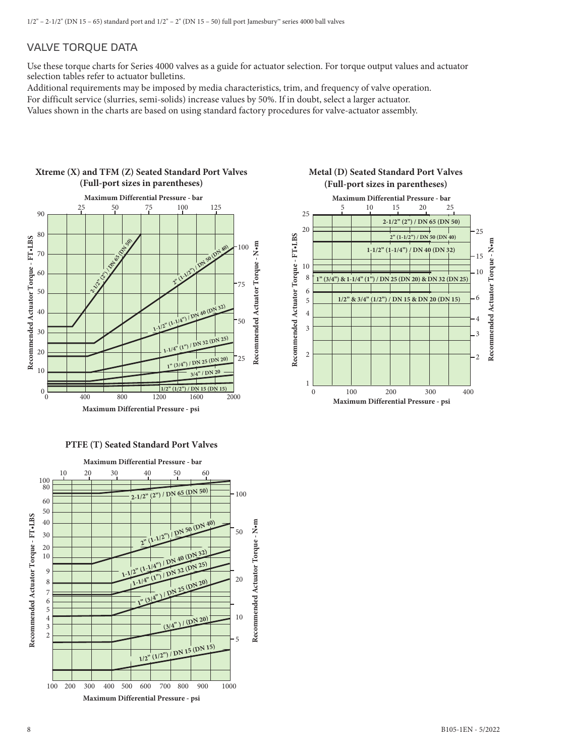## VALVE TORQUE DATA

Use these torque charts for Series 4000 valves as a guide for actuator selection. For torque output values and actuator selection tables refer to actuator bulletins.

Additional requirements may be imposed by media characteristics, trim, and frequency of valve operation.

For difficult service (slurries, semi-solids) increase values by 50%. If in doubt, select a larger actuator.

Values shown in the charts are based on using standard factory procedures for valve-actuator assembly.

**Xtreme (X) and TFM (Z) Seated Standard Port Valves (Full-port sizes in parentheses)**

Maximum Differential Pressure - bar: 25, 50, 75, 100, 125

Recommended Actuator Torque - FT•LBS: 0, 10, 20, 30, 40, 50, 60, 70, 80, 90

Recommended Actuator Torque - N•m: 25, 50, 75, 100

Maximum Differential Pressure - psi: 0, 400, 800, 1200, 1600, 2000

Curves: 2-1/2" (2") / DN 65 (DN 50); 2" (1-1/2") / DN 50 (DN 40); 1-1/2" (1-1/4") / DN 40 (DN 32); 1-1/4" (1") / DN 32 (DN 25); 1" (3/4") / DN 25 (DN 20); 3/4" / DN 20; 1/2" (1/2") / DN 15 (DN 15)

**Metal (D) Seated Standard Port Valves (Full-port sizes in parentheses)**

Maximum Differential Pressure - bar: 5, 10, 15, 20, 25

Recommended Actuator Torque - FT•LBS: 1, 2, 3, 4, 5, 6, 8, 10, 20, 25

Recommended Actuator Torque - N•m: 2, 3, 4, 6, 10, 15, 25

Maximum Differential Pressure - psi: 0, 100, 200, 300, 400

Curves: 2-1/2" (2") / DN 65 (DN 50); 2" (1-1/2") / DN 50 (DN 40); 1-1/2" (1-1/4") / DN 40 (DN 32); 1" (3/4") & 1-1/4" (1") / DN 25 (DN 20) & DN 32 (DN 25); 1/2" & 3/4" (1/2") / DN 15 & DN 20 (DN 15)

**PTFE (T) Seated Standard Port Valves**

Maximum Differential Pressure - bar: 10, 20, 30, 40, 50, 60

Recommended Actuator Torque - FT•LBS: 2, 3, 4, 5, 6, 7, 8, 9, 10, 20, 30, 40, 50, 60, 80, 100

Recommended Actuator Torque - N•m: 5, 10, 20, 50, 100

Maximum Differential Pressure - psi: 100, 200, 300, 400, 500, 600, 700, 800, 900, 1000

Curves: 2-1/2" (2") / DN 65 (DN 50); 2" (1-1/2") / DN 50 (DN 40); 1-1/2" (1-1/4") / DN 40 (DN 32); 1-1/4" (1") / DN 32 (DN 25); 1" (3/4") / DN 25 (DN 20); (3/4") / (DN 20); 1/2" (1/2") / DN 15 (DN 15)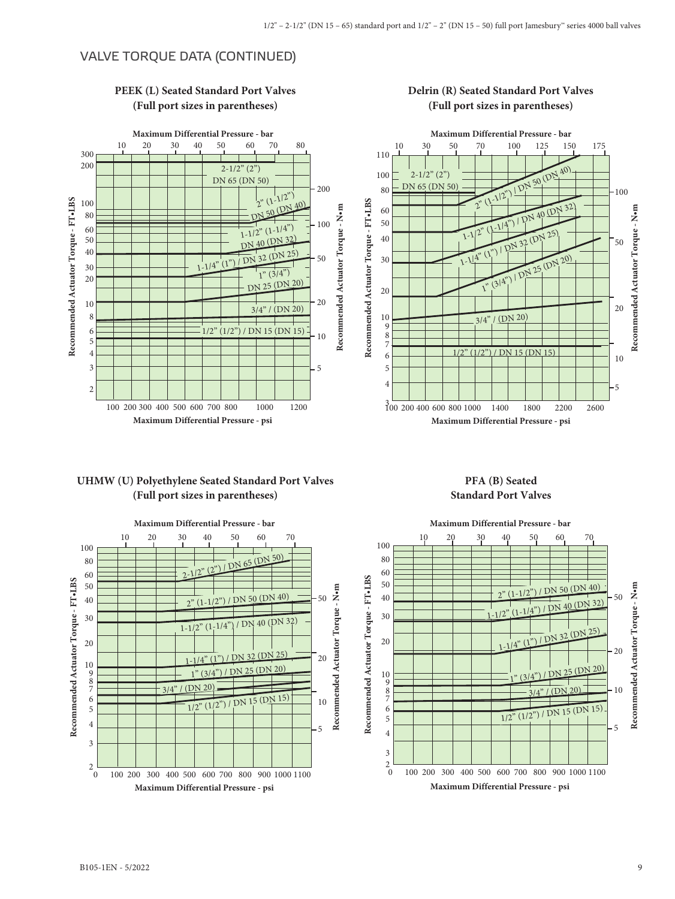## VALVE TORQUE DATA (CONTINUED)

**PEEK (L) Seated Standard Port Valves (Full port sizes in parentheses)**

Maximum Differential Pressure - bar: 10, 20, 30, 40, 50, 60, 70, 80

Recommended Actuator Torque - FT•LBS: 2, 3, 4, 5, 6, 8, 10, 20, 30, 40, 50, 60, 80, 100, 200, 300

Recommended Actuator Torque - N•m: 5, 10, 20, 50, 100, 200

- 2-1/2" (2") DN 65 (DN 50)
- 2" (1-1/2") DN 50 (DN 40)
- 1-1/2" (1-1/4") DN 40 (DN 32)
- 1-1/4" (1") / DN 32 (DN 25)
- 1" (3/4") DN 25 (DN 20)
- 3/4" / (DN 20)
- 1/2" (1/2") / DN 15 (DN 15)

Maximum Differential Pressure - psi: 100, 200, 300, 400, 500, 600, 700, 800, 1000, 1200

**Delrin (R) Seated Standard Port Valves (Full port sizes in parentheses)**

Maximum Differential Pressure - bar: 10, 30, 50, 70, 100, 125, 150, 175

Recommended Actuator Torque - FT•LBS: 3, 4, 5, 6, 7, 8, 9, 10, 20, 30, 40, 50, 60, 80, 100, 110

Recommended Actuator Torque - N•m: 5, 10, 20, 50, 100

- 2-1/2" (2") DN 65 (DN 50)
- 2" (1-1/2") / DN 50 (DN 40)
- 1-1/2" (1-1/4") / DN 40 (DN 32)
- 1-1/4" (1") / DN 32 (DN 25)
- 1" (3/4") / DN 25 (DN 20)
- 3/4" / (DN 20)
- 1/2" (1/2") / DN 15 (DN 15)

Maximum Differential Pressure - psi: 100, 200, 400, 600, 800, 1000, 1400, 1800, 2200, 2600

**UHMW (U) Polyethylene Seated Standard Port Valves (Full port sizes in parentheses)**

Maximum Differential Pressure - bar: 10, 20, 30, 40, 50, 60, 70

Recommended Actuator Torque - FT•LBS: 2, 3, 4, 5, 6, 7, 8, 9, 10, 20, 30, 40, 50, 60, 80, 100

Recommended Actuator Torque - N•m: 5, 10, 20, 50

- 2-1/2" (2") / DN 65 (DN 50)
- 2" (1-1/2") / DN 50 (DN 40)
- 1-1/2" (1-1/4") / DN 40 (DN 32)
- 1-1/4" (1") / DN 32 (DN 25)
- 1" (3/4") / DN 25 (DN 20)
- 3/4" / (DN 20)
- 1/2" (1/2") / DN 15 (DN 15)

Maximum Differential Pressure - psi: 0, 100, 200, 300, 400, 500, 600, 700, 800, 900, 1000, 1100

**PFA (B) Seated Standard Port Valves**

Maximum Differential Pressure - bar: 10, 20, 30, 40, 50, 60, 70

Recommended Actuator Torque - FT•LBS: 2, 3, 4, 5, 6, 7, 8, 9, 10, 20, 30, 40, 50, 60, 80, 100

Recommended Actuator Torque - N•m: 5, 10, 20, 50

- 2" (1-1/2") / DN 50 (DN 40)
- 1-1/2" (1-1/4") / DN 40 (DN 32)
- 1-1/4" (1") / DN 32 (DN 25)
- 1" (3/4") / DN 25 (DN 20)
- 3/4" / (DN 20)
- 1/2" (1/2") / DN 15 (DN 15)

Maximum Differential Pressure - psi: 0, 100, 200, 300, 400, 500, 600, 700, 800, 900, 1000, 1100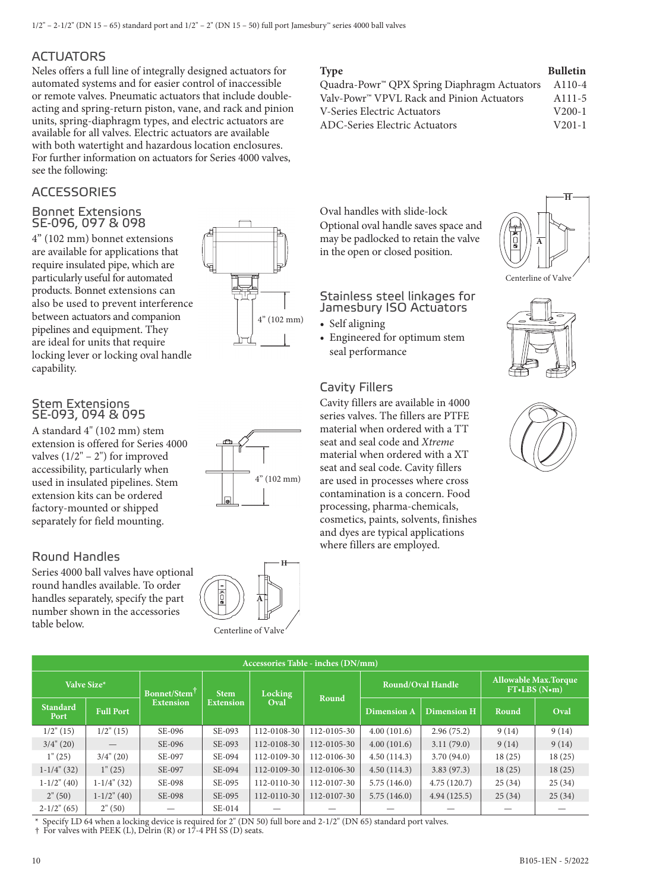## ACTUATORS

Neles offers a full line of integrally designed actuators for automated systems and for easier control of inaccessible or remote valves. Pneumatic actuators that include double-acting and spring-return piston, vane, and rack and pinion units, spring-diaphragm types, and electric actuators are available for all valves. Electric actuators are available with both watertight and hazardous location enclosures. For further information on actuators for Series 4000 valves, see the following:

| Type | Bulletin |
|---|---|
| Quadra-Powr™ QPX Spring Diaphragm Actuators | A110-4 |
| Valv-Powr™ VPVL Rack and Pinion Actuators | A111-5 |
| V-Series Electric Actuators | V200-1 |
| ADC-Series Electric Actuators | V201-1 |

## ACCESSORIES

### Bonnet Extensions SE-096, 097 & 098

4" (102 mm) bonnet extensions are available for applications that require insulated pipe, which are particularly useful for automated products. Bonnet extensions can also be used to prevent interference between actuators and companion pipelines and equipment. They are ideal for units that require locking lever or locking oval handle capability.

4" (102 mm)

### Stem Extensions SE-093, 094 & 095

A standard 4" (102 mm) stem extension is offered for Series 4000 valves (1/2" – 2") for improved accessibility, particularly when used in insulated pipelines. Stem extension kits can be ordered factory-mounted or shipped separately for field mounting.

4" (102 mm)

### Round Handles

Series 4000 ball valves have optional round handles available. To order handles separately, specify the part number shown in the accessories table below.

Centerline of Valve

### Oval handles with slide-lock

Optional oval handle saves space and may be padlocked to retain the valve in the open or closed position.

Centerline of Valve

### Stainless steel linkages for Jamesbury ISO Actuators

- Self aligning
- Engineered for optimum stem seal performance

### Cavity Fillers

Cavity fillers are available in 4000 series valves. The fillers are PTFE material when ordered with a TT seat and seal code and *Xtreme* material when ordered with a XT seat and seal code. Cavity fillers are used in processes where cross contamination is a concern. Food processing, pharma-chemicals, cosmetics, paints, solvents, finishes and dyes are typical applications where fillers are employed.

| Accessories Table - inches (DN/mm) | | | | | | | | | |
|---|---|---|---|---|---|---|---|---|---|
| Valve Size* | | Bonnet/Stem† Extension | Stem Extension | Locking Oval | Round | Round/Oval Handle | | Allowable Max.Torque FT•LBS (N•m) | |
| Standard Port | Full Port | | | | | Dimension A | Dimension H | Round | Oval |
| 1/2" (15) | 1/2" (15) | SE-096 | SE-093 | 112-0108-30 | 112-0105-30 | 4.00 (101.6) | 2.96 (75.2) | 9 (14) | 9 (14) |
| 3/4" (20) | — | SE-096 | SE-093 | 112-0108-30 | 112-0105-30 | 4.00 (101.6) | 3.11 (79.0) | 9 (14) | 9 (14) |
| 1" (25) | 3/4" (20) | SE-097 | SE-094 | 112-0109-30 | 112-0106-30 | 4.50 (114.3) | 3.70 (94.0) | 18 (25) | 18 (25) |
| 1-1/4" (32) | 1" (25) | SE-097 | SE-094 | 112-0109-30 | 112-0106-30 | 4.50 (114.3) | 3.83 (97.3) | 18 (25) | 18 (25) |
| 1-1/2" (40) | 1-1/4" (32) | SE-098 | SE-095 | 112-0110-30 | 112-0107-30 | 5.75 (146.0) | 4.75 (120.7) | 25 (34) | 25 (34) |
| 2" (50) | 1-1/2" (40) | SE-098 | SE-095 | 112-0110-30 | 112-0107-30 | 5.75 (146.0) | 4.94 (125.5) | 25 (34) | 25 (34) |
| 2-1/2" (65) | 2" (50) | — | SE-014 | — | — | — | — | — | — |

\* Specify LD 64 when a locking device is required for 2" (DN 50) full bore and 2-1/2" (DN 65) standard port valves.
† For valves with PEEK (L), Delrin (R) or 17-4 PH SS (D) seats.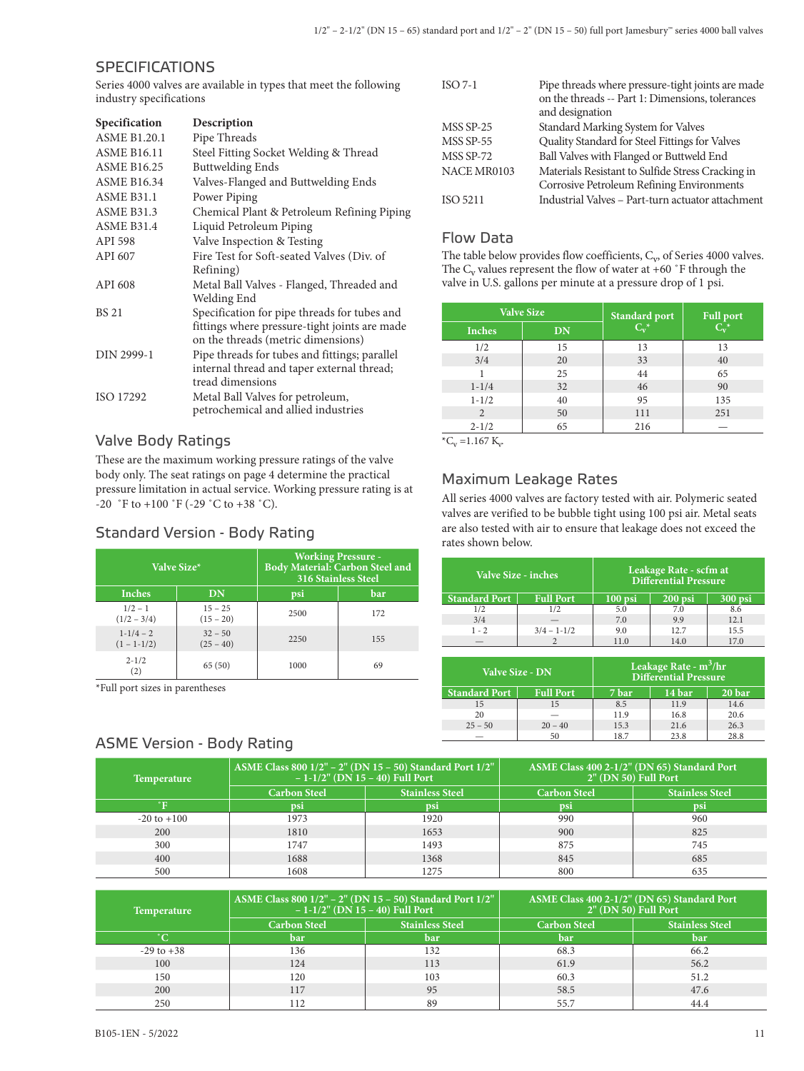## SPECIFICATIONS

Series 4000 valves are available in types that meet the following industry specifications

| Specification | Description |
|---|---|
| ASME B1.20.1 | Pipe Threads |
| ASME B16.11 | Steel Fitting Socket Welding & Thread |
| ASME B16.25 | Buttwelding Ends |
| ASME B16.34 | Valves-Flanged and Buttwelding Ends |
| ASME B31.1 | Power Piping |
| ASME B31.3 | Chemical Plant & Petroleum Refining Piping |
| ASME B31.4 | Liquid Petroleum Piping |
| API 598 | Valve Inspection & Testing |
| API 607 | Fire Test for Soft-seated Valves (Div. of Refining) |
| API 608 | Metal Ball Valves - Flanged, Threaded and Welding End |
| BS 21 | Specification for pipe threads for tubes and fittings where pressure-tight joints are made on the threads (metric dimensions) |
| DIN 2999-1 | Pipe threads for tubes and fittings; parallel internal thread and taper external thread; tread dimensions |
| ISO 17292 | Metal Ball Valves for petroleum, petrochemical and allied industries |
| ISO 7-1 | Pipe threads where pressure-tight joints are made on the threads -- Part 1: Dimensions, tolerances and designation |
| MSS SP-25 | Standard Marking System for Valves |
| MSS SP-55 | Quality Standard for Steel Fittings for Valves |
| MSS SP-72 | Ball Valves with Flanged or Buttweld End |
| NACE MR0103 | Materials Resistant to Sulfide Stress Cracking in Corrosive Petroleum Refining Environments |
| ISO 5211 | Industrial Valves – Part-turn actuator attachment |

## Valve Body Ratings

These are the maximum working pressure ratings of the valve body only. The seat ratings on page 4 determine the practical pressure limitation in actual service. Working pressure rating is at -20 ˚F to +100 ˚F (-29 ˚C to +38 ˚C).

## Standard Version - Body Rating

| Valve Size* | | Working Pressure - Body Material: Carbon Steel and 316 Stainless Steel | |
|---|---|---|---|
| Inches | DN | psi | bar |
| 1/2 – 1 (1/2 – 3/4) | 15 – 25 (15 – 20) | 2500 | 172 |
| 1-1/4 – 2 (1 – 1-1/2) | 32 – 50 (25 – 40) | 2250 | 155 |
| 2-1/2 (2) | 65 (50) | 1000 | 69 |

*Full port sizes in parentheses

## Flow Data

The table below provides flow coefficients, $C_v$, of Series 4000 valves. The $C_v$ values represent the flow of water at +60 ˚F through the valve in U.S. gallons per minute at a pressure drop of 1 psi.

| Valve Size | | Standard port $C_v$* | Full port $C_v$* |
|---|---|---|---|
| Inches | DN | | |
| 1/2 | 15 | 13 | 13 |
| 3/4 | 20 | 33 | 40 |
| 1 | 25 | 44 | 65 |
| 1-1/4 | 32 | 46 | 90 |
| 1-1/2 | 40 | 95 | 135 |
| 2 | 50 | 111 | 251 |
| 2-1/2 | 65 | 216 | — |

*$C_v$ =1.167 $K_v$.

## Maximum Leakage Rates

All series 4000 valves are factory tested with air. Polymeric seated valves are verified to be bubble tight using 100 psi air. Metal seats are also tested with air to ensure that leakage does not exceed the rates shown below.

| Valve Size - inches | | Leakage Rate - scfm at Differential Pressure | | |
|---|---|---|---|---|
| Standard Port | Full Port | 100 psi | 200 psi | 300 psi |
| 1/2 | 1/2 | 5.0 | 7.0 | 8.6 |
| 3/4 | — | 7.0 | 9.9 | 12.1 |
| 1 - 2 | 3/4 – 1-1/2 | 9.0 | 12.7 | 15.5 |
| — | 2 | 11.0 | 14.0 | 17.0 |

| Valve Size - DN | | Leakage Rate - $m^3$/hr Differential Pressure | | |
|---|---|---|---|---|
| Standard Port | Full Port | 7 bar | 14 bar | 20 bar |
| 15 | 15 | 8.5 | 11.9 | 14.6 |
| 20 | — | 11.9 | 16.8 | 20.6 |
| 25 – 50 | 20 – 40 | 15.3 | 21.6 | 26.3 |
| — | 50 | 18.7 | 23.8 | 28.8 |

## ASME Version - Body Rating

| Temperature | ASME Class 800 1/2" – 2" (DN 15 – 50) Standard Port 1/2" – 1-1/2" (DN 15 – 40) Full Port | | ASME Class 400 2-1/2" (DN 65) Standard Port 2" (DN 50) Full Port | |
|---|---|---|---|---|
| | Carbon Steel | Stainless Steel | Carbon Steel | Stainless Steel |
| ˚F | psi | psi | psi | psi |
| -20 to +100 | 1973 | 1920 | 990 | 960 |
| 200 | 1810 | 1653 | 900 | 825 |
| 300 | 1747 | 1493 | 875 | 745 |
| 400 | 1688 | 1368 | 845 | 685 |
| 500 | 1608 | 1275 | 800 | 635 |

| Temperature | ASME Class 800 1/2" – 2" (DN 15 – 50) Standard Port 1/2" – 1-1/2" (DN 15 – 40) Full Port | | ASME Class 400 2-1/2" (DN 65) Standard Port 2" (DN 50) Full Port | |
|---|---|---|---|---|
| | Carbon Steel | Stainless Steel | Carbon Steel | Stainless Steel |
| ˚C | bar | bar | bar | bar |
| -29 to +38 | 136 | 132 | 68.3 | 66.2 |
| 100 | 124 | 113 | 61.9 | 56.2 |
| 150 | 120 | 103 | 60.3 | 51.2 |
| 200 | 117 | 95 | 58.5 | 47.6 |
| 250 | 112 | 89 | 55.7 | 44.4 |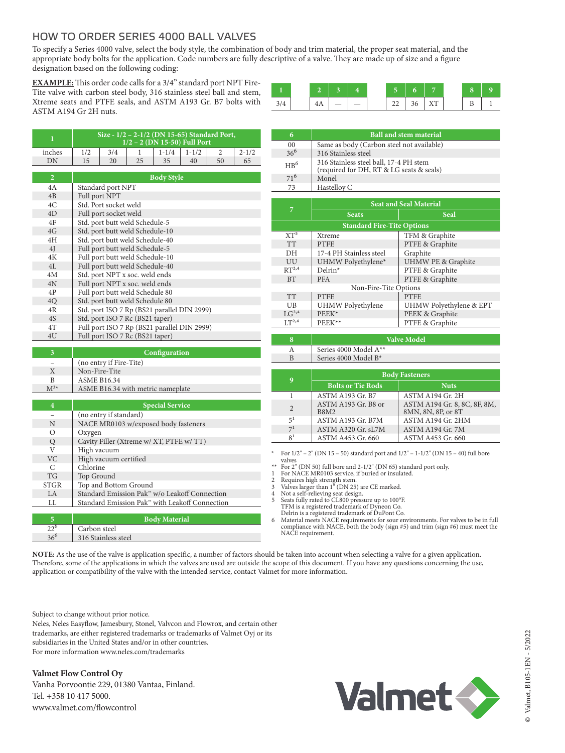# HOW TO ORDER SERIES 4000 BALL VALVES

To specify a Series 4000 valve, select the body style, the combination of body and trim material, the proper seat material, and the appropriate body bolts for the application. Code numbers are fully descriptive of a valve. They are made up of size and a figure designation based on the following coding:

**EXAMPLE:** This order code calls for a 3/4" standard port NPT Fire-Tite valve with carbon steel body, 316 stainless steel ball and stem, Xtreme seats and PTFE seals, and ASTM A193 Gr. B7 bolts with ASTM A194 Gr 2H nuts.

| 1 | 2 | 3 | 4 | 5 | 6 | 7 | 8 | 9 |
|---|---|---|---|---|---|---|---|---|
| 3/4 | 4A | — | — | 22 | 36 | XT | B | 1 |

| 1 | Size - 1/2 – 2-1/2 (DN 15-65) Standard Port, 1/2 – 2 (DN 15-50) Full Port | | | | | | |
|---|---|---|---|---|---|---|---|
| inches | 1/2 | 3/4 | 1 | 1-1/4 | 1-1/2 | 2 | 2-1/2 |
| DN | 15 | 20 | 25 | 35 | 40 | 50 | 65 |

| 2 | Body Style |
|---|---|
| 4A | Standard port NPT |
| 4B | Full port NPT |
| 4C | Std. Port socket weld |
| 4D | Full port socket weld |
| 4F | Std. port butt weld Schedule-5 |
| 4G | Std. port butt weld Schedule-10 |
| 4H | Std. port butt weld Schedule-40 |
| 4J | Full port butt weld Schedule-5 |
| 4K | Full port butt weld Schedule-10 |
| 4L | Full port butt weld Schedule-40 |
| 4M | Std. port NPT x soc. weld ends |
| 4N | Full port NPT x soc. weld ends |
| 4P | Full port butt weld Schedule 80 |
| 4Q | Std. port butt weld Schedule 80 |
| 4R | Std. port ISO 7 Rp (BS21 parallel DIN 2999) |
| 4S | Std. port ISO 7 Rc (BS21 taper) |
| 4T | Full port ISO 7 Rp (BS21 parallel DIN 2999) |
| 4U | Full port ISO 7 Rc (BS21 taper) |

| 3 | Configuration |
|---|---|
| – | (no entry if Fire-Tite) |
| X | Non-Fire-Tite |
| B | ASME B16.34 |
| M[3*] | ASME B16.34 with metric nameplate |

| 4 | Special Service |
|---|---|
| – | (no entry if standard) |
| N | NACE MR0103 w/exposed body fasteners |
| O | Oxygen |
| Q | Cavity Filler (Xtreme w/ XT, PTFE w/ TT) |
| V | High vacuum |
| VC | High vacuum certified |
| C | Chlorine |
| TG | Top Ground |
| STGR | Top and Bottom Ground |
| LA | Standard Emission Pak™ w/o Leakoff Connection |
| LL | Standard Emission Pak™ with Leakoff Connection |

| 5 | Body Material |
|---|---|
| 22[6] | Carbon steel |
| 36[6] | 316 Stainless steel |

| 6 | Ball and stem material |
|---|---|
| 00 | Same as body (Carbon steel not available) |
| 36[6] | 316 Stainless steel |
| HB[6] | 316 Stainless steel ball, 17-4 PH stem (required for DH, RT & LG seats & seals) |
| 71[6] | Monel |
| 73 | Hastelloy C |

| 7 | Seat and Seal Material | |
|---|---|---|
| | Seats | Seal |
| Standard Fire-Tite Options | | |
| XT[5] | Xtreme | TFM & Graphite |
| TT | PTFE | PTFE & Graphite |
| DH | 17-4 PH Stainless steel | Graphite |
| UU | UHMW Polyethylene* | UHMW PE & Graphite |
| RT[2,4] | Delrin* | PTFE & Graphite |
| BT | PFA | PTFE & Graphite |
| Non-Fire-Tite Options | | |
| TT | PTFE | PTFE |
| UB | UHMW Polyethylene | UHMW Polyethylene & EPT |
| LG[2,4] | PEEK* | PEEK & Graphite |
| LT[2,4] | PEEK** | PTFE & Graphite |

| 8 | Valve Model |
|---|---|
| A | Series 4000 Model A** |
| B | Series 4000 Model B* |

| 9 | Body Fasteners | |
|---|---|---|
| | Bolts or Tie Rods | Nuts |
| 1 | ASTM A193 Gr. B7 | ASTM A194 Gr. 2H |
| 2 | ASTM A193 Gr. B8 or B8M2 | ASTM A194 Gr. 8, 8C, 8F, 8M, 8MN, 8N, 8P, or 8T |
| 5[1] | ASTM A193 Gr. B7M | ASTM A194 Gr. 2HM |
| 7[1] | ASTM A320 Gr. sL7M | ASTM A194 Gr. 7M |
| 8[1] | ASTM A453 Gr. 660 | ASTM A453 Gr. 660 |

\* For 1/2" – 2" (DN 15 – 50) standard port and 1/2" – 1-1/2" (DN 15 – 40) full bore valves
\*\* For 2" (DN 50) full bore and 2-1/2" (DN 65) standard port only.
1 For NACE MR0103 service, if buried or insulated.
2 Requires high strength stem.
3 Valves larger than 1" (DN 25) are CE marked.
4 Not a self-relieving seat design.
5 Seats fully rated to CL800 pressure up to 100°F.
TFM is a registered trademark of Dyneon Co.
Delrin is a registered trademark of DuPont Co.
6 Material meets NACE requirements for sour environments. For valves to be in full compliance with NACE, both the body (sign #5) and trim (sign #6) must meet the NACE requirement.

**NOTE:** As the use of the valve is application specific, a number of factors should be taken into account when selecting a valve for a given application. Therefore, some of the applications in which the valves are used are outside the scope of this document. If you have any questions concerning the use, application or compatibility of the valve with the intended service, contact Valmet for more information.

Subject to change without prior notice.
Neles, Neles Easyflow, Jamesbury, Stonel, Valvcon and Flowrox, and certain other trademarks, are either registered trademarks or trademarks of Valmet Oyj or its subsidiaries in the United States and/or in other countries.
For more information www.neles.com/trademarks

**Valmet Flow Control Oy**
Vanha Porvoontie 229, 01380 Vantaa, Finland.
Tel. +358 10 417 5000.
www.valmet.com/flowcontrol

© Valmet, B105-1EN - 5/2022